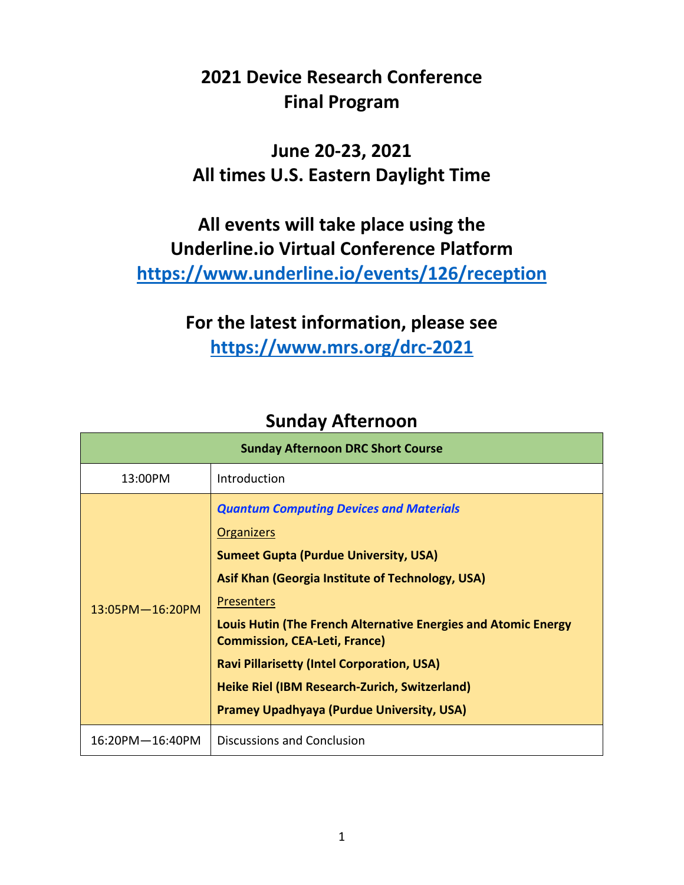# 2021 Device Research Conference
# Final Program

## June 20-23, 2021
## All times U.S. Eastern Daylight Time

## All events will take place using the Underline.io Virtual Conference Platform
## https://www.underline.io/events/126/reception

## For the latest information, please see
## https://www.mrs.org/drc-2021

## Sunday Afternoon

| Sunday Afternoon DRC Short Course | |
|---|---|
| 13:00PM | Introduction |
| 13:05PM—16:20PM | ***Quantum Computing Devices and Materials***<br>Organizers<br>**Sumeet Gupta (Purdue University, USA)**<br>**Asif Khan (Georgia Institute of Technology, USA)**<br>Presenters<br>**Louis Hutin (The French Alternative Energies and Atomic Energy Commission, CEA-Leti, France)**<br>**Ravi Pillarisetty (Intel Corporation, USA)**<br>**Heike Riel (IBM Research-Zurich, Switzerland)**<br>**Pramey Upadhyaya (Purdue University, USA)** |
| 16:20PM—16:40PM | Discussions and Conclusion |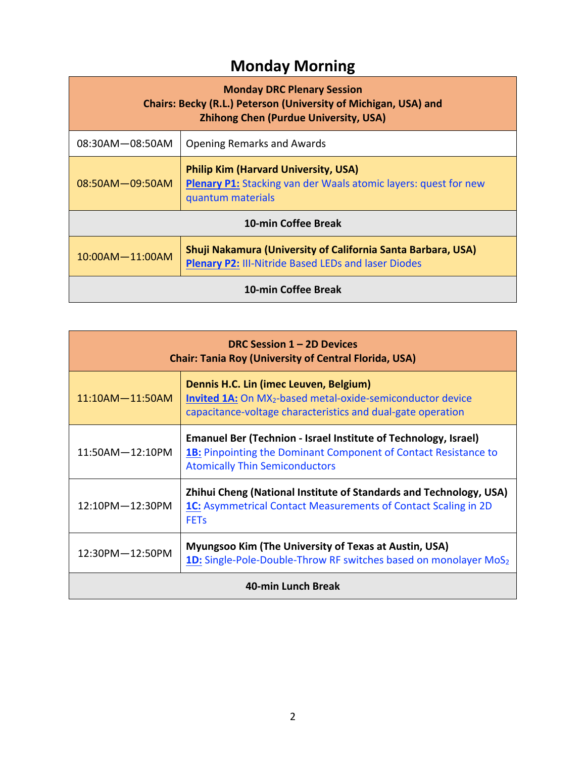# Monday Morning

| Monday DRC Plenary Session<br>Chairs: Becky (R.L.) Peterson (University of Michigan, USA) and<br>Zhihong Chen (Purdue University, USA) | |
|---|---|
| 08:30AM—08:50AM | Opening Remarks and Awards |
| 08:50AM—09:50AM | **Philip Kim (Harvard University, USA)**<br>**Plenary P1:** Stacking van der Waals atomic layers: quest for new quantum materials |
| **10-min Coffee Break** | |
| 10:00AM—11:00AM | **Shuji Nakamura (University of California Santa Barbara, USA)**<br>**Plenary P2:** III-Nitride Based LEDs and laser Diodes |
| **10-min Coffee Break** | |

| DRC Session 1 – 2D Devices<br>Chair: Tania Roy (University of Central Florida, USA) | |
|---|---|
| 11:10AM—11:50AM | **Dennis H.C. Lin (imec Leuven, Belgium)**<br>**Invited 1A:** On $MX_2$-based metal-oxide-semiconductor device capacitance-voltage characteristics and dual-gate operation |
| 11:50AM—12:10PM | **Emanuel Ber (Technion - Israel Institute of Technology, Israel)**<br>**1B:** Pinpointing the Dominant Component of Contact Resistance to Atomically Thin Semiconductors |
| 12:10PM—12:30PM | **Zhihui Cheng (National Institute of Standards and Technology, USA)**<br>**1C:** Asymmetrical Contact Measurements of Contact Scaling in 2D FETs |
| 12:30PM—12:50PM | **Myungsoo Kim (The University of Texas at Austin, USA)**<br>**1D:** Single-Pole-Double-Throw RF switches based on monolayer $MoS_2$ |
| **40-min Lunch Break** | |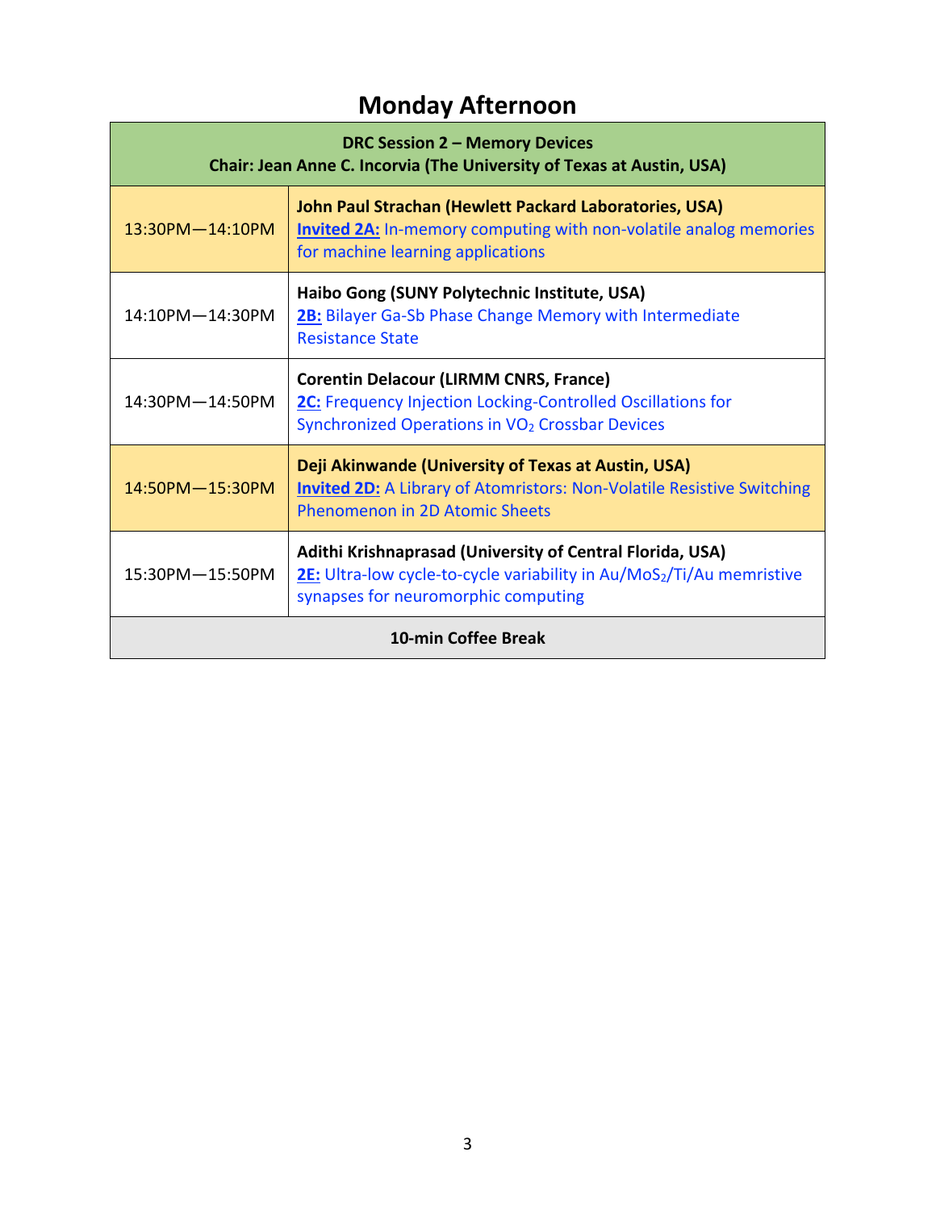# Monday Afternoon

| DRC Session 2 – Memory Devices<br>Chair: Jean Anne C. Incorvia (The University of Texas at Austin, USA) | |
|---|---|
| 13:30PM—14:10PM | **John Paul Strachan (Hewlett Packard Laboratories, USA)**<br>**Invited 2A:** In-memory computing with non-volatile analog memories for machine learning applications |
| 14:10PM—14:30PM | **Haibo Gong (SUNY Polytechnic Institute, USA)**<br>**2B:** Bilayer Ga-Sb Phase Change Memory with Intermediate Resistance State |
| 14:30PM—14:50PM | **Corentin Delacour (LIRMM CNRS, France)**<br>**2C:** Frequency Injection Locking-Controlled Oscillations for Synchronized Operations in $VO_2$ Crossbar Devices |
| 14:50PM—15:30PM | **Deji Akinwande (University of Texas at Austin, USA)**<br>**Invited 2D:** A Library of Atomristors: Non-Volatile Resistive Switching Phenomenon in 2D Atomic Sheets |
| 15:30PM—15:50PM | **Adithi Krishnaprasad (University of Central Florida, USA)**<br>**2E:** Ultra-low cycle-to-cycle variability in Au/$MoS_2$/Ti/Au memristive synapses for neuromorphic computing |
| **10-min Coffee Break** | |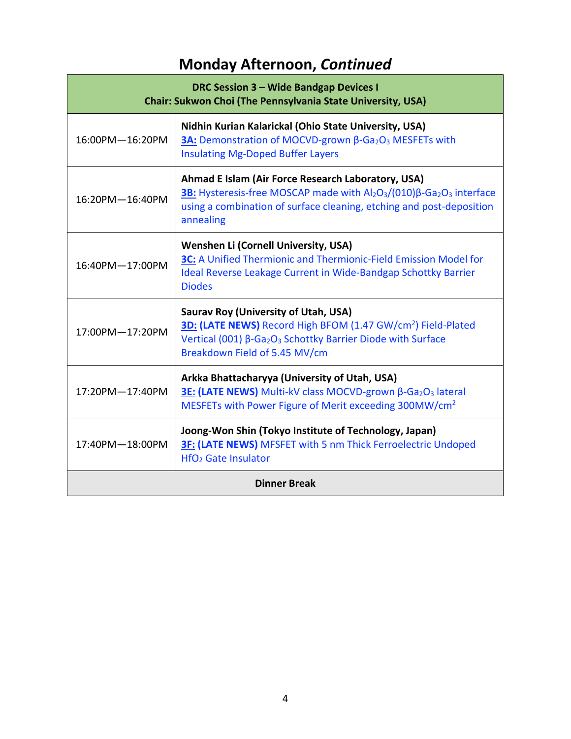# Monday Afternoon, *Continued*

| **DRC Session 3 – Wide Bandgap Devices I**<br>**Chair: Sukwon Choi (The Pennsylvania State University, USA)** | |
|---|---|
| 16:00PM—16:20PM | **Nidhin Kurian Kalarickal (Ohio State University, USA)**<br>**3A:** Demonstration of MOCVD-grown β-$Ga_2O_3$ MESFETs with Insulating Mg-Doped Buffer Layers |
| 16:20PM—16:40PM | **Ahmad E Islam (Air Force Research Laboratory, USA)**<br>**3B:** Hysteresis-free MOSCAP made with $Al_2O_3$/(010)β-$Ga_2O_3$ interface using a combination of surface cleaning, etching and post-deposition annealing |
| 16:40PM—17:00PM | **Wenshen Li (Cornell University, USA)**<br>**3C:** A Unified Thermionic and Thermionic-Field Emission Model for Ideal Reverse Leakage Current in Wide-Bandgap Schottky Barrier Diodes |
| 17:00PM—17:20PM | **Saurav Roy (University of Utah, USA)**<br>**3D: (LATE NEWS)** Record High BFOM (1.47 GW/$cm^2$) Field-Plated Vertical (001) β-$Ga_2O_3$ Schottky Barrier Diode with Surface Breakdown Field of 5.45 MV/cm |
| 17:20PM—17:40PM | **Arkka Bhattacharyya (University of Utah, USA)**<br>**3E: (LATE NEWS)** Multi-kV class MOCVD-grown β-$Ga_2O_3$ lateral MESFETs with Power Figure of Merit exceeding 300MW/$cm^2$ |
| 17:40PM—18:00PM | **Joong-Won Shin (Tokyo Institute of Technology, Japan)**<br>**3F: (LATE NEWS)** MFSFET with 5 nm Thick Ferroelectric Undoped $HfO_2$ Gate Insulator |
| **Dinner Break** | |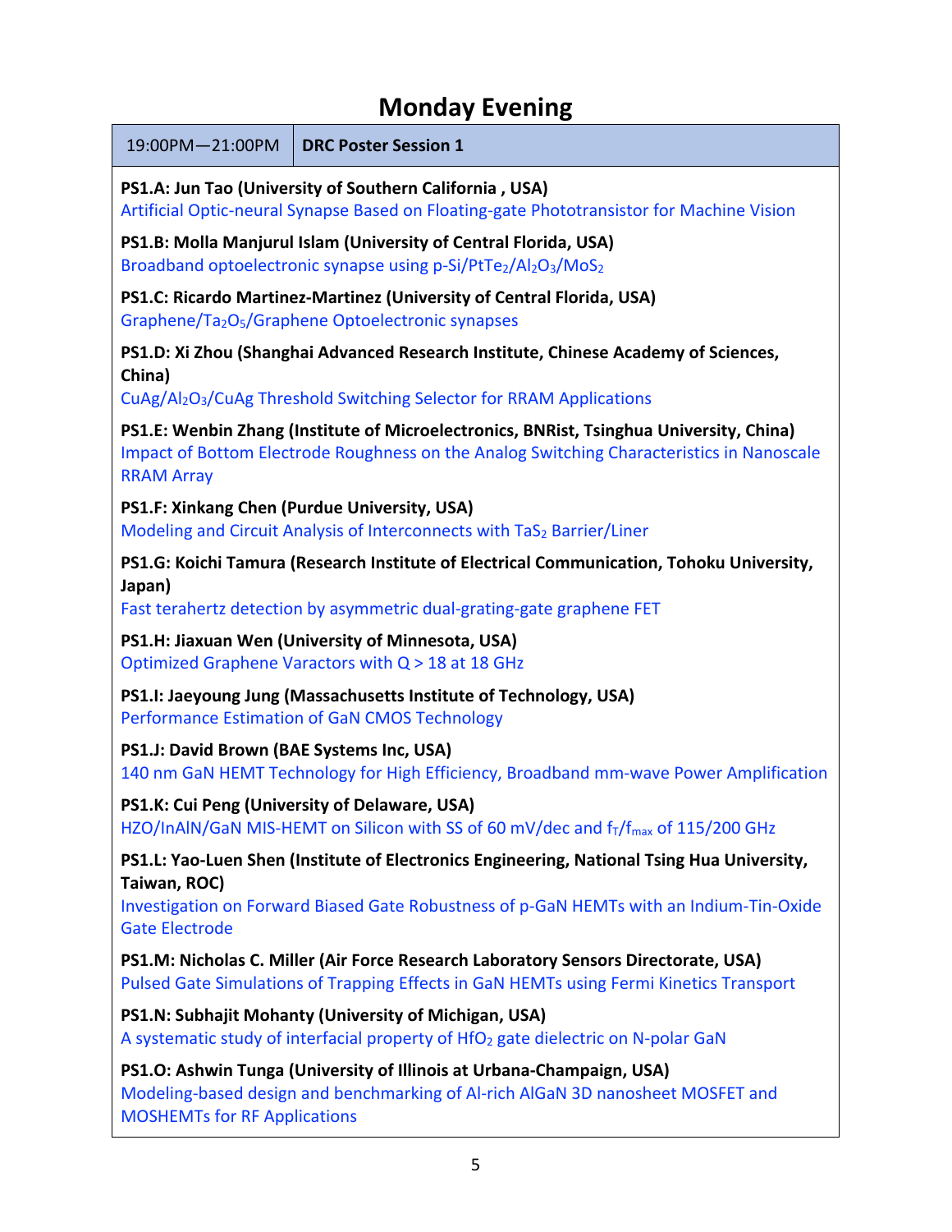# Monday Evening

| 19:00PM—21:00PM | **DRC Poster Session 1** |
| --- | --- |

**PS1.A: Jun Tao (University of Southern California , USA)**
Artificial Optic-neural Synapse Based on Floating-gate Phototransistor for Machine Vision

**PS1.B: Molla Manjurul Islam (University of Central Florida, USA)**
Broadband optoelectronic synapse using p-Si/$PtTe_2$/$Al_2O_3$/$MoS_2$

**PS1.C: Ricardo Martinez-Martinez (University of Central Florida, USA)**
Graphene/$Ta_2O_5$/Graphene Optoelectronic synapses

**PS1.D: Xi Zhou (Shanghai Advanced Research Institute, Chinese Academy of Sciences, China)**
CuAg/$Al_2O_3$/CuAg Threshold Switching Selector for RRAM Applications

**PS1.E: Wenbin Zhang (Institute of Microelectronics, BNRist, Tsinghua University, China)**
Impact of Bottom Electrode Roughness on the Analog Switching Characteristics in Nanoscale RRAM Array

**PS1.F: Xinkang Chen (Purdue University, USA)**
Modeling and Circuit Analysis of Interconnects with $TaS_2$ Barrier/Liner

**PS1.G: Koichi Tamura (Research Institute of Electrical Communication, Tohoku University, Japan)**
Fast terahertz detection by asymmetric dual-grating-gate graphene FET

**PS1.H: Jiaxuan Wen (University of Minnesota, USA)**
Optimized Graphene Varactors with Q > 18 at 18 GHz

**PS1.I: Jaeyoung Jung (Massachusetts Institute of Technology, USA)**
Performance Estimation of GaN CMOS Technology

**PS1.J: David Brown (BAE Systems Inc, USA)**
140 nm GaN HEMT Technology for High Efficiency, Broadband mm-wave Power Amplification

**PS1.K: Cui Peng (University of Delaware, USA)**
HZO/InAlN/GaN MIS-HEMT on Silicon with SS of 60 mV/dec and $f_T$/$f_{max}$ of 115/200 GHz

**PS1.L: Yao-Luen Shen (Institute of Electronics Engineering, National Tsing Hua University, Taiwan, ROC)**
Investigation on Forward Biased Gate Robustness of p-GaN HEMTs with an Indium-Tin-Oxide Gate Electrode

**PS1.M: Nicholas C. Miller (Air Force Research Laboratory Sensors Directorate, USA)**
Pulsed Gate Simulations of Trapping Effects in GaN HEMTs using Fermi Kinetics Transport

**PS1.N: Subhajit Mohanty (University of Michigan, USA)**
A systematic study of interfacial property of $HfO_2$ gate dielectric on N-polar GaN

**PS1.O: Ashwin Tunga (University of Illinois at Urbana-Champaign, USA)**
Modeling-based design and benchmarking of Al-rich AlGaN 3D nanosheet MOSFET and MOSHEMTs for RF Applications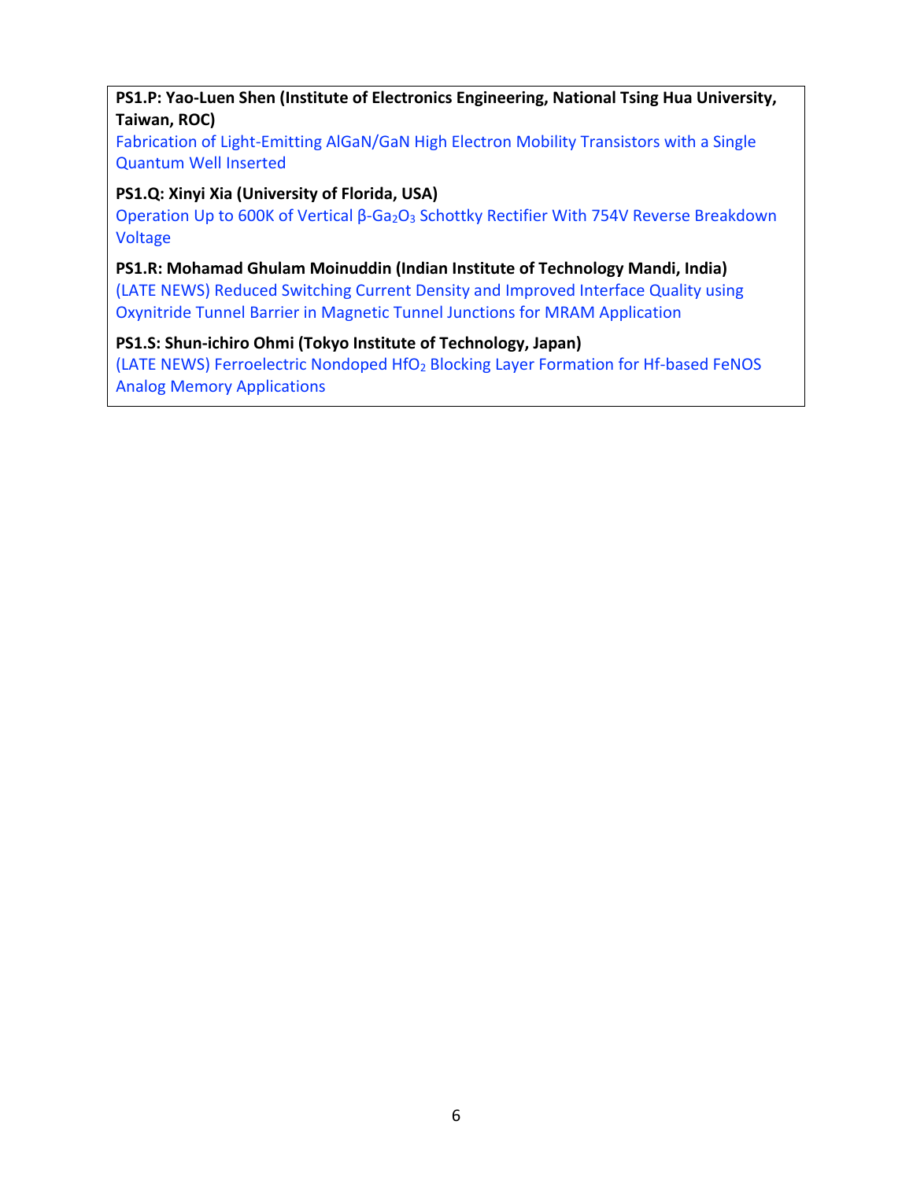**PS1.P: Yao-Luen Shen (Institute of Electronics Engineering, National Tsing Hua University, Taiwan, ROC)**

Fabrication of Light-Emitting AlGaN/GaN High Electron Mobility Transistors with a Single Quantum Well Inserted

**PS1.Q: Xinyi Xia (University of Florida, USA)**

Operation Up to 600K of Vertical β-$Ga_2O_3$ Schottky Rectifier With 754V Reverse Breakdown Voltage

**PS1.R: Mohamad Ghulam Moinuddin (Indian Institute of Technology Mandi, India)**

(LATE NEWS) Reduced Switching Current Density and Improved Interface Quality using Oxynitride Tunnel Barrier in Magnetic Tunnel Junctions for MRAM Application

**PS1.S: Shun-ichiro Ohmi (Tokyo Institute of Technology, Japan)**

(LATE NEWS) Ferroelectric Nondoped $HfO_2$ Blocking Layer Formation for Hf-based FeNOS Analog Memory Applications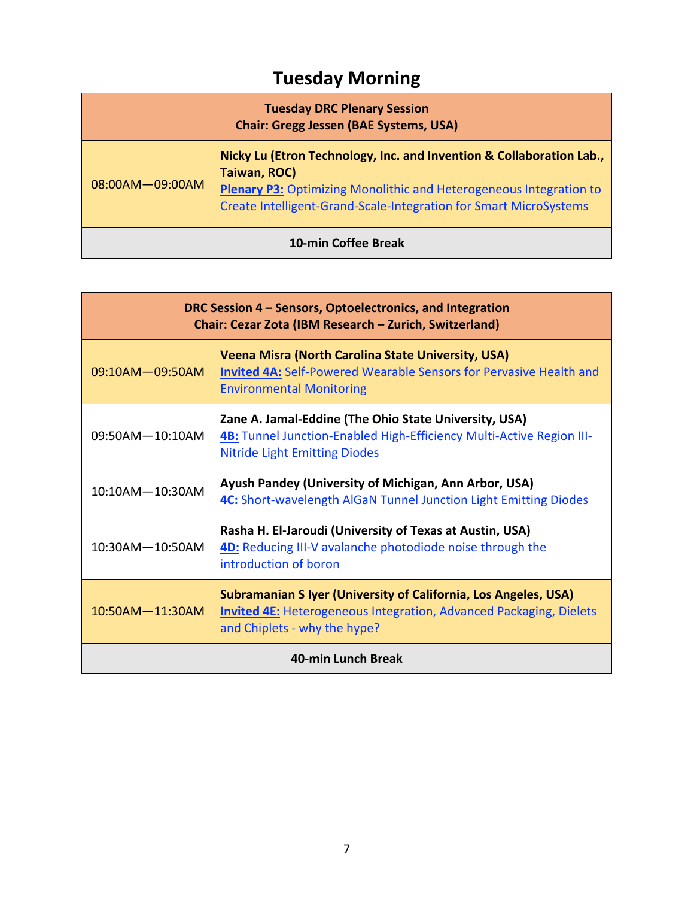# Tuesday Morning

| Tuesday DRC Plenary Session<br>Chair: Gregg Jessen (BAE Systems, USA) | |
|---|---|
| 08:00AM—09:00AM | **Nicky Lu (Etron Technology, Inc. and Invention & Collaboration Lab., Taiwan, ROC)**<br>**Plenary P3:** Optimizing Monolithic and Heterogeneous Integration to Create Intelligent-Grand-Scale-Integration for Smart MicroSystems |
| **10-min Coffee Break** | |

| DRC Session 4 – Sensors, Optoelectronics, and Integration<br>Chair: Cezar Zota (IBM Research – Zurich, Switzerland) | |
|---|---|
| 09:10AM—09:50AM | **Veena Misra (North Carolina State University, USA)**<br>**Invited 4A:** Self-Powered Wearable Sensors for Pervasive Health and Environmental Monitoring |
| 09:50AM—10:10AM | **Zane A. Jamal-Eddine (The Ohio State University, USA)**<br>**4B:** Tunnel Junction-Enabled High-Efficiency Multi-Active Region III-Nitride Light Emitting Diodes |
| 10:10AM—10:30AM | **Ayush Pandey (University of Michigan, Ann Arbor, USA)**<br>**4C:** Short-wavelength AlGaN Tunnel Junction Light Emitting Diodes |
| 10:30AM—10:50AM | **Rasha H. El-Jaroudi (University of Texas at Austin, USA)**<br>**4D:** Reducing III-V avalanche photodiode noise through the introduction of boron |
| 10:50AM—11:30AM | **Subramanian S Iyer (University of California, Los Angeles, USA)**<br>**Invited 4E:** Heterogeneous Integration, Advanced Packaging, Dielets and Chiplets - why the hype? |
| **40-min Lunch Break** | |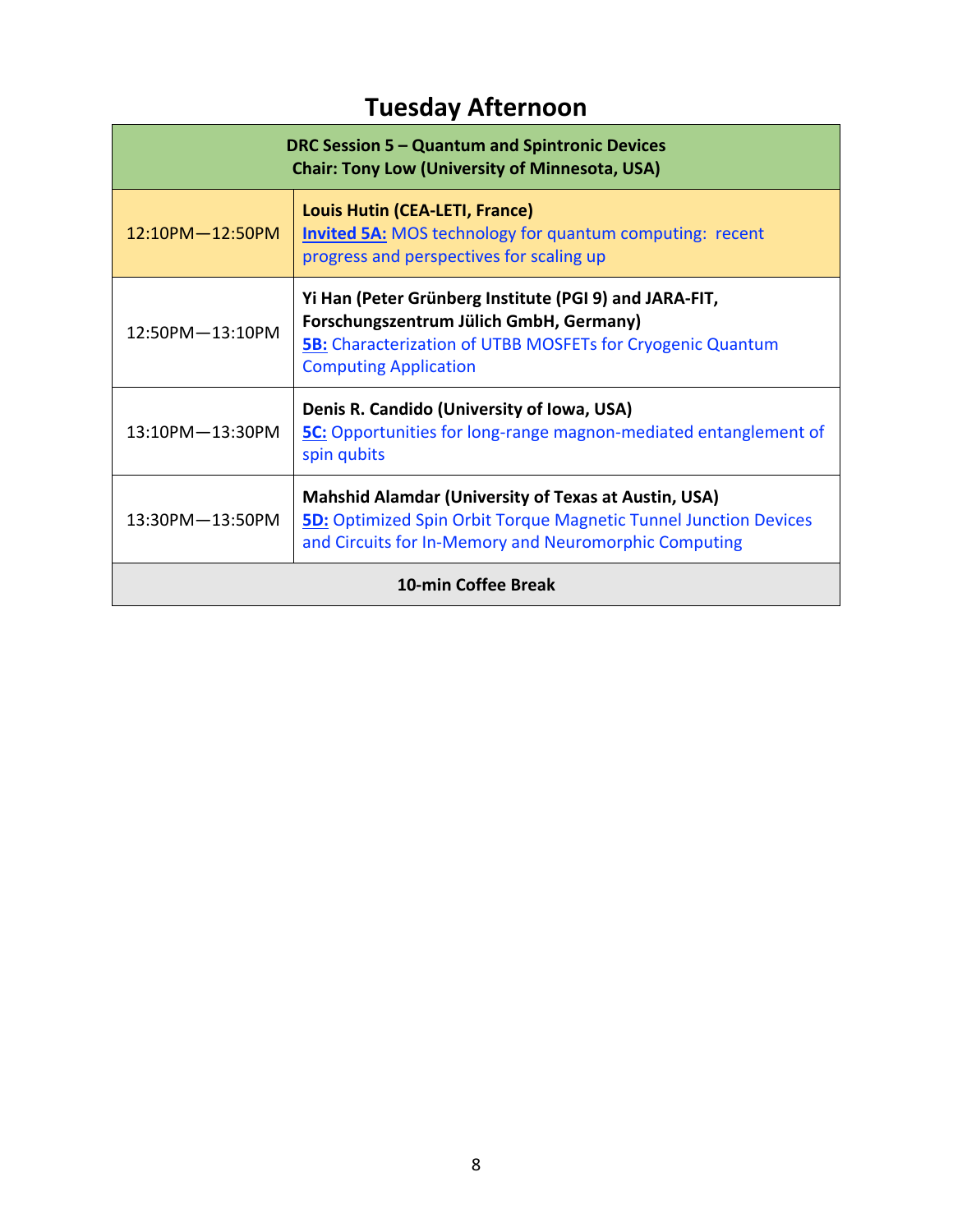# Tuesday Afternoon

| DRC Session 5 – Quantum and Spintronic Devices<br>Chair: Tony Low (University of Minnesota, USA) | |
|---|---|
| 12:10PM—12:50PM | **Louis Hutin (CEA-LETI, France)**<br>**Invited 5A:** MOS technology for quantum computing: recent progress and perspectives for scaling up |
| 12:50PM—13:10PM | **Yi Han (Peter Grünberg Institute (PGI 9) and JARA-FIT, Forschungszentrum Jülich GmbH, Germany)**<br>**5B:** Characterization of UTBB MOSFETs for Cryogenic Quantum Computing Application |
| 13:10PM—13:30PM | **Denis R. Candido (University of Iowa, USA)**<br>**5C:** Opportunities for long-range magnon-mediated entanglement of spin qubits |
| 13:30PM—13:50PM | **Mahshid Alamdar (University of Texas at Austin, USA)**<br>**5D:** Optimized Spin Orbit Torque Magnetic Tunnel Junction Devices and Circuits for In-Memory and Neuromorphic Computing |
| **10-min Coffee Break** | |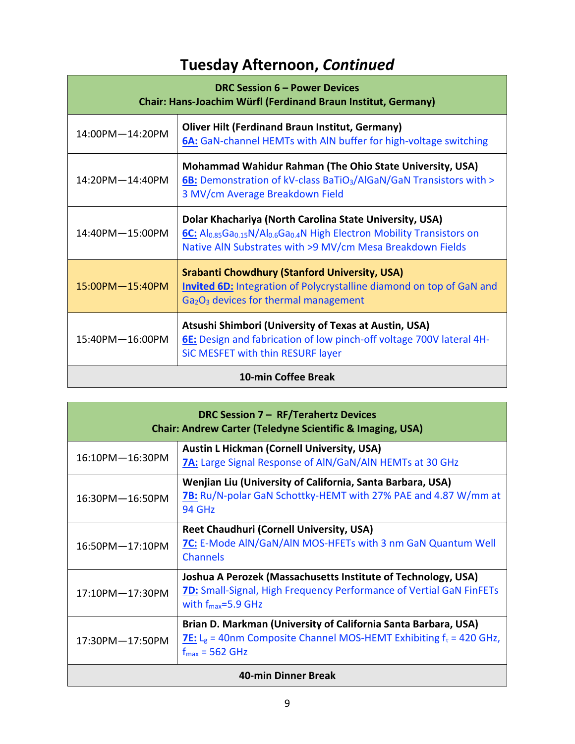# Tuesday Afternoon, *Continued*

| DRC Session 6 – Power Devices<br>Chair: Hans-Joachim Würfl (Ferdinand Braun Institut, Germany) | |
|---|---|
| 14:00PM—14:20PM | **Oliver Hilt (Ferdinand Braun Institut, Germany)**<br>**6A:** GaN-channel HEMTs with AlN buffer for high-voltage switching |
| 14:20PM—14:40PM | **Mohammad Wahidur Rahman (The Ohio State University, USA)**<br>**6B:** Demonstration of kV-class $BaTiO_3$/AlGaN/GaN Transistors with > 3 MV/cm Average Breakdown Field |
| 14:40PM—15:00PM | **Dolar Khachariya (North Carolina State University, USA)**<br>**6C:** $Al_{0.85}Ga_{0.15}N/Al_{0.6}Ga_{0.4}N$ High Electron Mobility Transistors on Native AlN Substrates with >9 MV/cm Mesa Breakdown Fields |
| 15:00PM—15:40PM | **Srabanti Chowdhury (Stanford University, USA)**<br>**Invited 6D:** Integration of Polycrystalline diamond on top of GaN and $Ga_2O_3$ devices for thermal management |
| 15:40PM—16:00PM | **Atsushi Shimbori (University of Texas at Austin, USA)**<br>**6E:** Design and fabrication of low pinch-off voltage 700V lateral 4H-SiC MESFET with thin RESURF layer |
| **10-min Coffee Break** | |

| DRC Session 7 – RF/Terahertz Devices<br>Chair: Andrew Carter (Teledyne Scientific & Imaging, USA) | |
|---|---|
| 16:10PM—16:30PM | **Austin L Hickman (Cornell University, USA)**<br>**7A:** Large Signal Response of AlN/GaN/AlN HEMTs at 30 GHz |
| 16:30PM—16:50PM | **Wenjian Liu (University of California, Santa Barbara, USA)**<br>**7B:** Ru/N-polar GaN Schottky-HEMT with 27% PAE and 4.87 W/mm at 94 GHz |
| 16:50PM—17:10PM | **Reet Chaudhuri (Cornell University, USA)**<br>**7C:** E-Mode AlN/GaN/AlN MOS-HFETs with 3 nm GaN Quantum Well Channels |
| 17:10PM—17:30PM | **Joshua A Perozek (Massachusetts Institute of Technology, USA)**<br>**7D:** Small-Signal, High Frequency Performance of Vertial GaN FinFETs with $f_{max}$=5.9 GHz |
| 17:30PM—17:50PM | **Brian D. Markman (University of California Santa Barbara, USA)**<br>**7E:** $L_g$ = 40nm Composite Channel MOS-HEMT Exhibiting $f_\tau$ = 420 GHz, $f_{max}$ = 562 GHz |
| **40-min Dinner Break** | |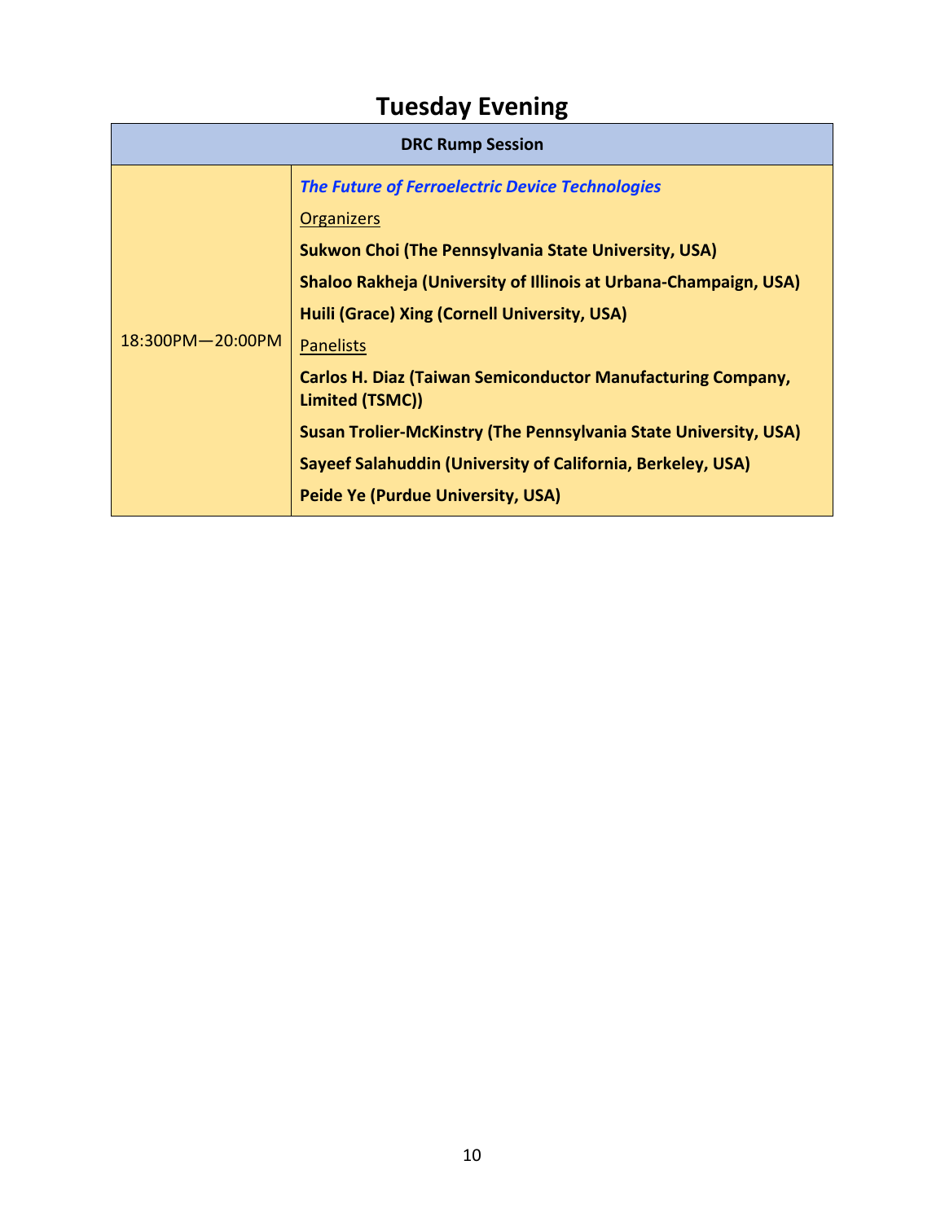# Tuesday Evening

| DRC Rump Session | |
| --- | --- |
| 18:300PM—20:00PM | ***The Future of Ferroelectric Device Technologies***<br>Organizers<br>**Sukwon Choi (The Pennsylvania State University, USA)**<br>**Shaloo Rakheja (University of Illinois at Urbana-Champaign, USA)**<br>**Huili (Grace) Xing (Cornell University, USA)**<br>Panelists<br>**Carlos H. Diaz (Taiwan Semiconductor Manufacturing Company, Limited (TSMC))**<br>**Susan Trolier-McKinstry (The Pennsylvania State University, USA)**<br>**Sayeef Salahuddin (University of California, Berkeley, USA)**<br>**Peide Ye (Purdue University, USA)** |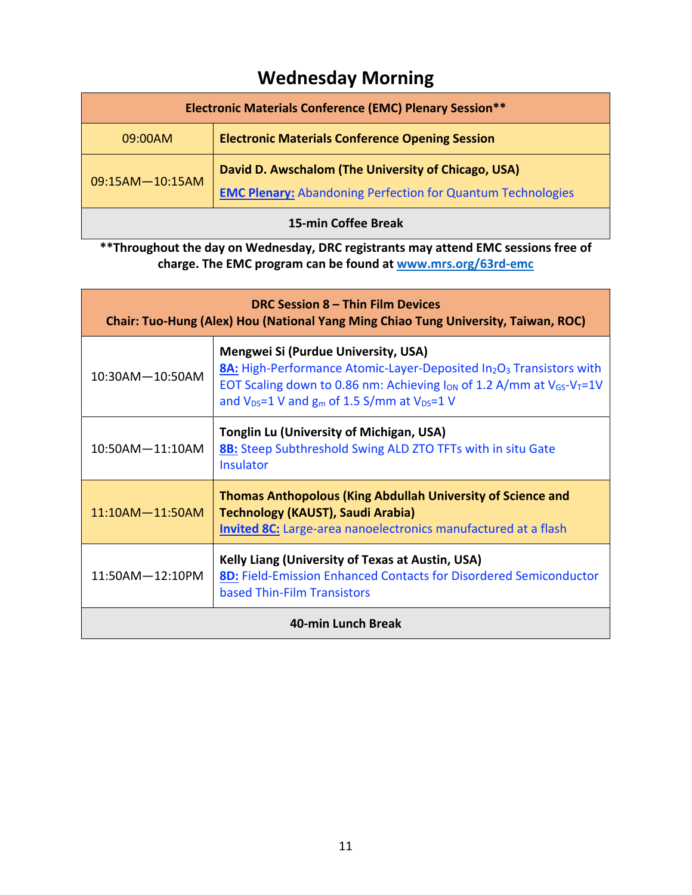# Wednesday Morning

| Electronic Materials Conference (EMC) Plenary Session** | |
| --- | --- |
| 09:00AM | **Electronic Materials Conference Opening Session** |
| 09:15AM—10:15AM | **David D. Awschalom (The University of Chicago, USA)** **EMC Plenary:** Abandoning Perfection for Quantum Technologies |
| **15-min Coffee Break** | |

**Throughout the day on Wednesday, DRC registrants may attend EMC sessions free of charge. The EMC program can be found at www.mrs.org/63rd-emc**

| DRC Session 8 – Thin Film Devices Chair: Tuo-Hung (Alex) Hou (National Yang Ming Chiao Tung University, Taiwan, ROC) | |
| --- | --- |
| 10:30AM—10:50AM | **Mengwei Si (Purdue University, USA)** **8A:** High-Performance Atomic-Layer-Deposited $In_2O_3$ Transistors with EOT Scaling down to 0.86 nm: Achieving $I_{ON}$ of 1.2 A/mm at $V_{GS}$-$V_T$=1V and $V_{DS}$=1 V and $g_m$ of 1.5 S/mm at $V_{DS}$=1 V |
| 10:50AM—11:10AM | **Tonglin Lu (University of Michigan, USA)** **8B:** Steep Subthreshold Swing ALD ZTO TFTs with in situ Gate Insulator |
| 11:10AM—11:50AM | **Thomas Anthopolous (King Abdullah University of Science and Technology (KAUST), Saudi Arabia)** **Invited 8C:** Large-area nanoelectronics manufactured at a flash |
| 11:50AM—12:10PM | **Kelly Liang (University of Texas at Austin, USA)** **8D:** Field-Emission Enhanced Contacts for Disordered Semiconductor based Thin-Film Transistors |
| **40-min Lunch Break** | |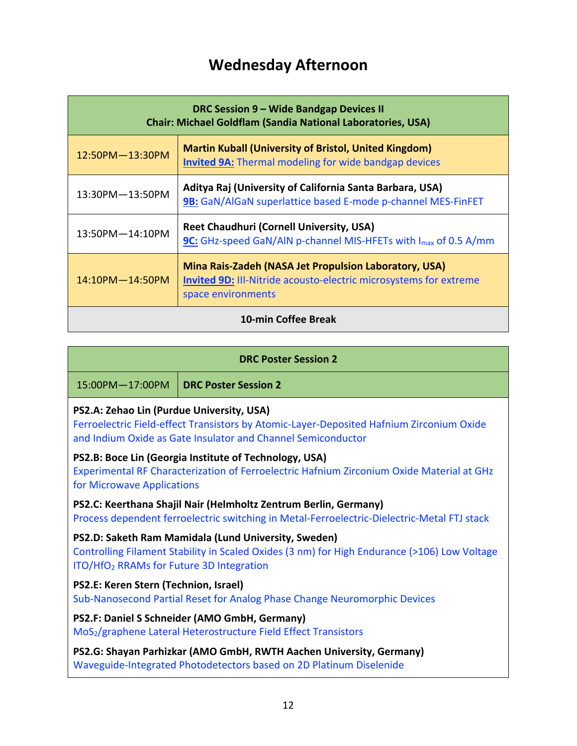# Wednesday Afternoon

| DRC Session 9 – Wide Bandgap Devices II<br>Chair: Michael Goldflam (Sandia National Laboratories, USA) | |
|---|---|
| 12:50PM—13:30PM | **Martin Kuball (University of Bristol, United Kingdom)**<br>**Invited 9A:** Thermal modeling for wide bandgap devices |
| 13:30PM—13:50PM | **Aditya Raj (University of California Santa Barbara, USA)**<br>**9B:** GaN/AlGaN superlattice based E-mode p-channel MES-FinFET |
| 13:50PM—14:10PM | **Reet Chaudhuri (Cornell University, USA)**<br>**9C:** GHz-speed GaN/AlN p-channel MIS-HFETs with $I_{max}$ of 0.5 A/mm |
| 14:10PM—14:50PM | **Mina Rais-Zadeh (NASA Jet Propulsion Laboratory, USA)**<br>**Invited 9D:** III-Nitride acousto-electric microsystems for extreme space environments |
| **10-min Coffee Break** | |

| DRC Poster Session 2 | |
|---|---|
| 15:00PM—17:00PM | **DRC Poster Session 2** |

**PS2.A: Zehao Lin (Purdue University, USA)**
Ferroelectric Field-effect Transistors by Atomic-Layer-Deposited Hafnium Zirconium Oxide and Indium Oxide as Gate Insulator and Channel Semiconductor

**PS2.B: Boce Lin (Georgia Institute of Technology, USA)**
Experimental RF Characterization of Ferroelectric Hafnium Zirconium Oxide Material at GHz for Microwave Applications

**PS2.C: Keerthana Shajil Nair (Helmholtz Zentrum Berlin, Germany)**
Process dependent ferroelectric switching in Metal-Ferroelectric-Dielectric-Metal FTJ stack

**PS2.D: Saketh Ram Mamidala (Lund University, Sweden)**
Controlling Filament Stability in Scaled Oxides (3 nm) for High Endurance (>106) Low Voltage ITO/$HfO_2$ RRAMs for Future 3D Integration

**PS2.E: Keren Stern (Technion, Israel)**
Sub-Nanosecond Partial Reset for Analog Phase Change Neuromorphic Devices

**PS2.F: Daniel S Schneider (AMO GmbH, Germany)**
$MoS_2$/graphene Lateral Heterostructure Field Effect Transistors

**PS2.G: Shayan Parhizkar (AMO GmbH, RWTH Aachen University, Germany)**
Waveguide-Integrated Photodetectors based on 2D Platinum Diselenide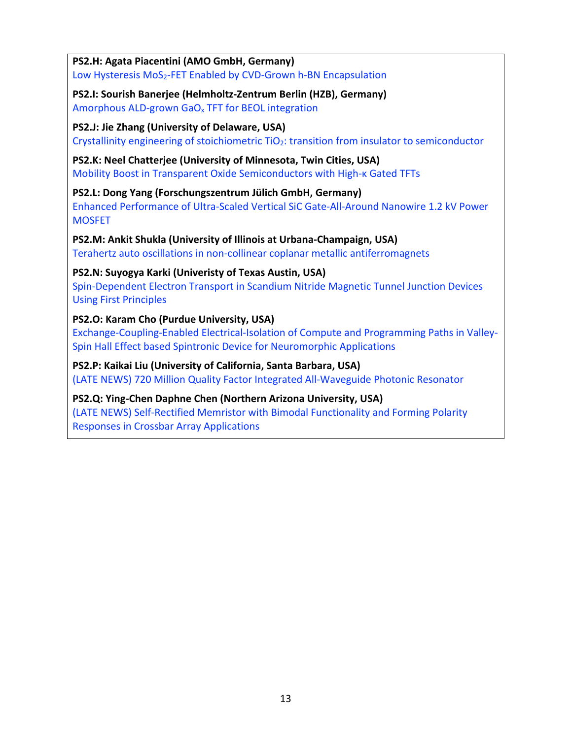**PS2.H: Agata Piacentini (AMO GmbH, Germany)**
Low Hysteresis $MoS_2$-FET Enabled by CVD-Grown h-BN Encapsulation

**PS2.I: Sourish Banerjee (Helmholtz-Zentrum Berlin (HZB), Germany)**
Amorphous ALD-grown $GaO_x$ TFT for BEOL integration

**PS2.J: Jie Zhang (University of Delaware, USA)**
Crystallinity engineering of stoichiometric $TiO_2$: transition from insulator to semiconductor

**PS2.K: Neel Chatterjee (University of Minnesota, Twin Cities, USA)**
Mobility Boost in Transparent Oxide Semiconductors with High-κ Gated TFTs

**PS2.L: Dong Yang (Forschungszentrum Jülich GmbH, Germany)**
Enhanced Performance of Ultra-Scaled Vertical SiC Gate-All-Around Nanowire 1.2 kV Power MOSFET

**PS2.M: Ankit Shukla (University of Illinois at Urbana-Champaign, USA)**
Terahertz auto oscillations in non-collinear coplanar metallic antiferromagnets

**PS2.N: Suyogya Karki (Univeristy of Texas Austin, USA)**
Spin-Dependent Electron Transport in Scandium Nitride Magnetic Tunnel Junction Devices Using First Principles

**PS2.O: Karam Cho (Purdue University, USA)**
Exchange-Coupling-Enabled Electrical-Isolation of Compute and Programming Paths in Valley-Spin Hall Effect based Spintronic Device for Neuromorphic Applications

**PS2.P: Kaikai Liu (University of California, Santa Barbara, USA)**
(LATE NEWS) 720 Million Quality Factor Integrated All-Waveguide Photonic Resonator

**PS2.Q: Ying-Chen Daphne Chen (Northern Arizona University, USA)**
(LATE NEWS) Self-Rectified Memristor with Bimodal Functionality and Forming Polarity Responses in Crossbar Array Applications